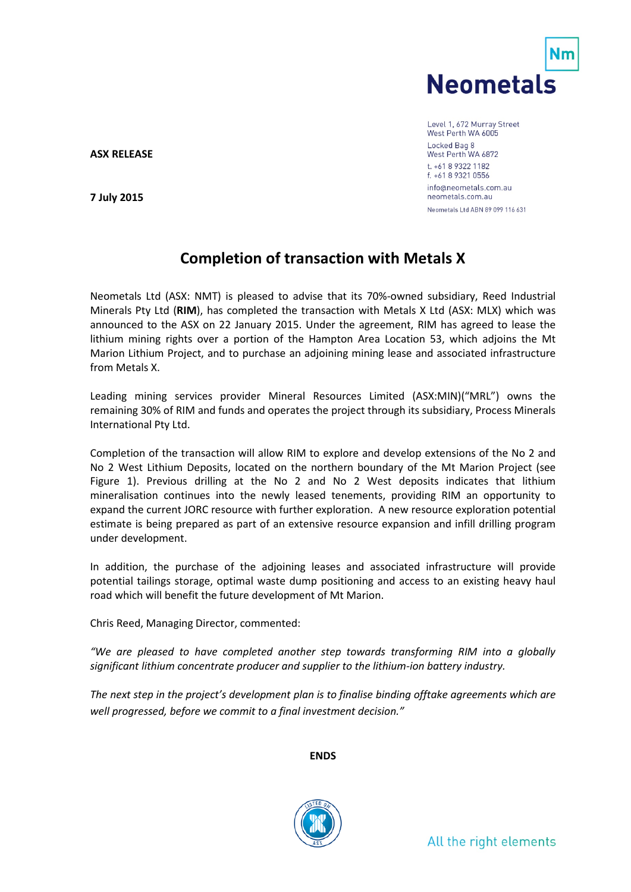Level 1, 672 Murray Street
West Perth WA 6005
Locked Bag 8
West Perth WA 6872
t. +61 8 9322 1182
f. +61 8 9321 0556
info@neometals.com.au
neometals.com.au
Neometals Ltd ABN 89 099 116 631

**ASX RELEASE**

**7 July 2015**

# Completion of transaction with Metals X

Neometals Ltd (ASX: NMT) is pleased to advise that its 70%-owned subsidiary, Reed Industrial Minerals Pty Ltd (**RIM**), has completed the transaction with Metals X Ltd (ASX: MLX) which was announced to the ASX on 22 January 2015. Under the agreement, RIM has agreed to lease the lithium mining rights over a portion of the Hampton Area Location 53, which adjoins the Mt Marion Lithium Project, and to purchase an adjoining mining lease and associated infrastructure from Metals X.

Leading mining services provider Mineral Resources Limited (ASX:MIN)("MRL") owns the remaining 30% of RIM and funds and operates the project through its subsidiary, Process Minerals International Pty Ltd.

Completion of the transaction will allow RIM to explore and develop extensions of the No 2 and No 2 West Lithium Deposits, located on the northern boundary of the Mt Marion Project (see Figure 1). Previous drilling at the No 2 and No 2 West deposits indicates that lithium mineralisation continues into the newly leased tenements, providing RIM an opportunity to expand the current JORC resource with further exploration. A new resource exploration potential estimate is being prepared as part of an extensive resource expansion and infill drilling program under development.

In addition, the purchase of the adjoining leases and associated infrastructure will provide potential tailings storage, optimal waste dump positioning and access to an existing heavy haul road which will benefit the future development of Mt Marion.

Chris Reed, Managing Director, commented:

*"We are pleased to have completed another step towards transforming RIM into a globally significant lithium concentrate producer and supplier to the lithium-ion battery industry.*

*The next step in the project's development plan is to finalise binding offtake agreements which are well progressed, before we commit to a final investment decision."*

**ENDS**

All the right elements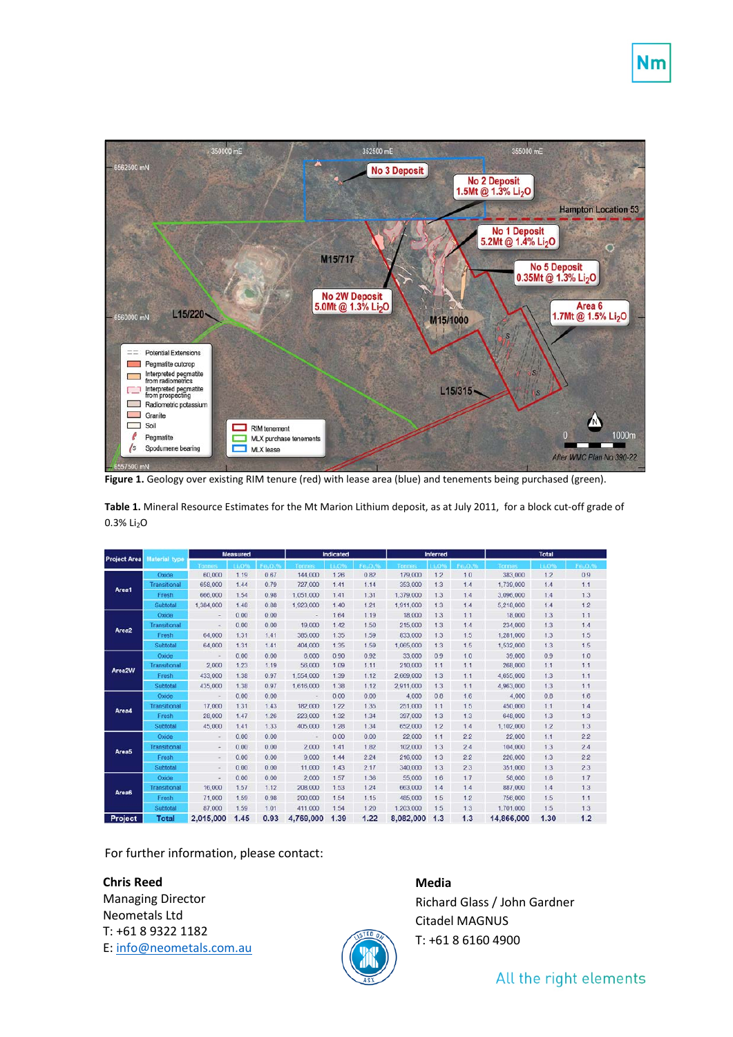Figure 1. Geology over existing RIM tenure (red) with lease area (blue) and tenements being purchased (green).

**Table 1.** Mineral Resource Estimates for the Mt Marion Lithium deposit, as at July 2011, for a block cut-off grade of 0.3% $Li_2O$

| Project Area | Material type | Measured | | | Indicated | | | Inferred | | | Total | | |
|---|---|---|---|---|---|---|---|---|---|---|---|---|---|
| | | Tonnes | $Li_2O$% | $Fe_2O_3$% | Tonnes | $Li_2O$% | $Fe_2O_3$% | Tonnes | $Li_2O$% | $Fe_2O_3$% | Tonnes | $Li_2O$% | $Fe_2O_3$% |
| Area1 | Oxide | 60,000 | 1.19 | 0.67 | 144,000 | 1.26 | 0.82 | 179,000 | 1.2 | 1.0 | 383,000 | 1.2 | 0.9 |
| | Transitional | 658,000 | 1.44 | 0.79 | 727,000 | 1.41 | 1.14 | 353,000 | 1.3 | 1.4 | 1,739,000 | 1.4 | 1.1 |
| | Fresh | 666,000 | 1.54 | 0.98 | 1,051,000 | 1.41 | 1.31 | 1,379,000 | 1.3 | 1.4 | 3,096,000 | 1.4 | 1.3 |
| | Subtotal | 1,384,000 | 1.48 | 0.88 | 1,923,000 | 1.40 | 1.21 | 1,911,000 | 1.3 | 1.4 | 5,218,000 | 1.4 | 1.2 |
| Area2 | Oxide | - | 0.00 | 0.00 | - | 1.64 | 1.19 | 18,000 | 1.3 | 1.1 | 18,000 | 1.3 | 1.1 |
| | Transitional | - | 0.00 | 0.00 | 19,000 | 1.42 | 1.50 | 215,000 | 1.3 | 1.4 | 234,000 | 1.3 | 1.4 |
| | Fresh | 64,000 | 1.31 | 1.41 | 385,000 | 1.35 | 1.59 | 833,000 | 1.3 | 1.5 | 1,281,000 | 1.3 | 1.5 |
| | Subtotal | 64,000 | 1.31 | 1.41 | 404,000 | 1.35 | 1.59 | 1,065,000 | 1.3 | 1.5 | 1,532,000 | 1.3 | 1.5 |
| Area2W | Oxide | - | 0.00 | 0.00 | 6,000 | 0.90 | 0.92 | 33,000 | 0.9 | 1.0 | 39,000 | 0.9 | 1.0 |
| | Transitional | 2,000 | 1.23 | 1.19 | 56,000 | 1.09 | 1.11 | 210,000 | 1.1 | 1.1 | 268,000 | 1.1 | 1.1 |
| | Fresh | 433,000 | 1.38 | 0.97 | 1,554,000 | 1.39 | 1.12 | 2,669,000 | 1.3 | 1.1 | 4,655,000 | 1.3 | 1.1 |
| | Subtotal | 435,000 | 1.38 | 0.97 | 1,616,000 | 1.38 | 1.12 | 2,911,000 | 1.3 | 1.1 | 4,963,000 | 1.3 | 1.1 |
| Area4 | Oxide | - | 0.00 | 0.00 | - | 0.00 | 0.00 | 4,000 | 0.8 | 1.6 | 4,000 | 0.8 | 1.6 |
| | Transitional | 17,000 | 1.31 | 1.43 | 182,000 | 1.22 | 1.35 | 251,000 | 1.1 | 1.5 | 450,000 | 1.1 | 1.4 |
| | Fresh | 28,000 | 1.47 | 1.26 | 223,000 | 1.32 | 1.34 | 397,000 | 1.3 | 1.3 | 648,000 | 1.3 | 1.3 |
| | Subtotal | 45,000 | 1.41 | 1.33 | 405,000 | 1.28 | 1.34 | 652,000 | 1.2 | 1.4 | 1,102,000 | 1.2 | 1.3 |
| Area5 | Oxide | - | 0.00 | 0.00 | - | 0.00 | 0.00 | 22,000 | 1.1 | 2.2 | 22,000 | 1.1 | 2.2 |
| | Transitional | - | 0.00 | 0.00 | 2,000 | 1.41 | 1.82 | 102,000 | 1.3 | 2.4 | 104,000 | 1.3 | 2.4 |
| | Fresh | - | 0.00 | 0.00 | 9,000 | 1.44 | 2.24 | 216,000 | 1.3 | 2.2 | 226,000 | 1.3 | 2.2 |
| | Subtotal | - | 0.00 | 0.00 | 11,000 | 1.43 | 2.17 | 340,000 | 1.3 | 2.3 | 351,000 | 1.3 | 2.3 |
| Area6 | Oxide | - | 0.00 | 0.00 | 2,000 | 1.57 | 1.36 | 55,000 | 1.6 | 1.7 | 58,000 | 1.6 | 1.7 |
| | Transitional | 16,000 | 1.57 | 1.12 | 208,000 | 1.53 | 1.24 | 663,000 | 1.4 | 1.4 | 887,000 | 1.4 | 1.3 |
| | Fresh | 71,000 | 1.59 | 0.98 | 200,000 | 1.54 | 1.15 | 485,000 | 1.5 | 1.2 | 756,000 | 1.5 | 1.1 |
| | Subtotal | 87,000 | 1.59 | 1.01 | 411,000 | 1.54 | 1.20 | 1,203,000 | 1.5 | 1.3 | 1,701,000 | 1.5 | 1.3 |
| **Project** | **Total** | **2,015,000** | **1.45** | **0.93** | **4,769,000** | **1.39** | **1.22** | **8,082,000** | **1.3** | **1.3** | **14,866,000** | **1.30** | **1.2** |

For further information, please contact:

**Chris Reed**
Managing Director
Neometals Ltd
T: +61 8 9322 1182
E: info@neometals.com.au

**Media**
Richard Glass / John Gardner
Citadel MAGNUS
T: +61 8 6160 4900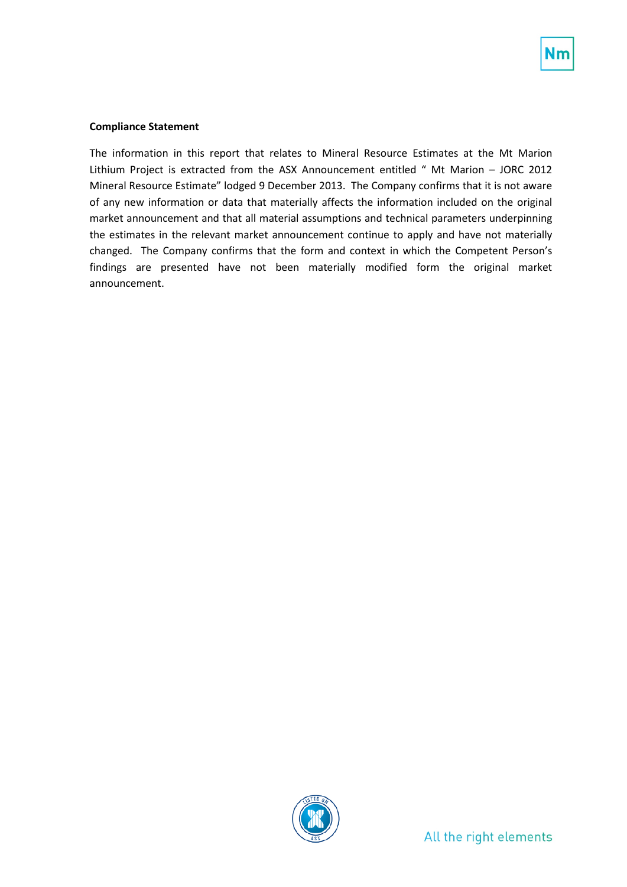**Compliance Statement**

The information in this report that relates to Mineral Resource Estimates at the Mt Marion Lithium Project is extracted from the ASX Announcement entitled " Mt Marion – JORC 2012 Mineral Resource Estimate" lodged 9 December 2013. The Company confirms that it is not aware of any new information or data that materially affects the information included on the original market announcement and that all material assumptions and technical parameters underpinning the estimates in the relevant market announcement continue to apply and have not materially changed. The Company confirms that the form and context in which the Competent Person's findings are presented have not been materially modified form the original market announcement.